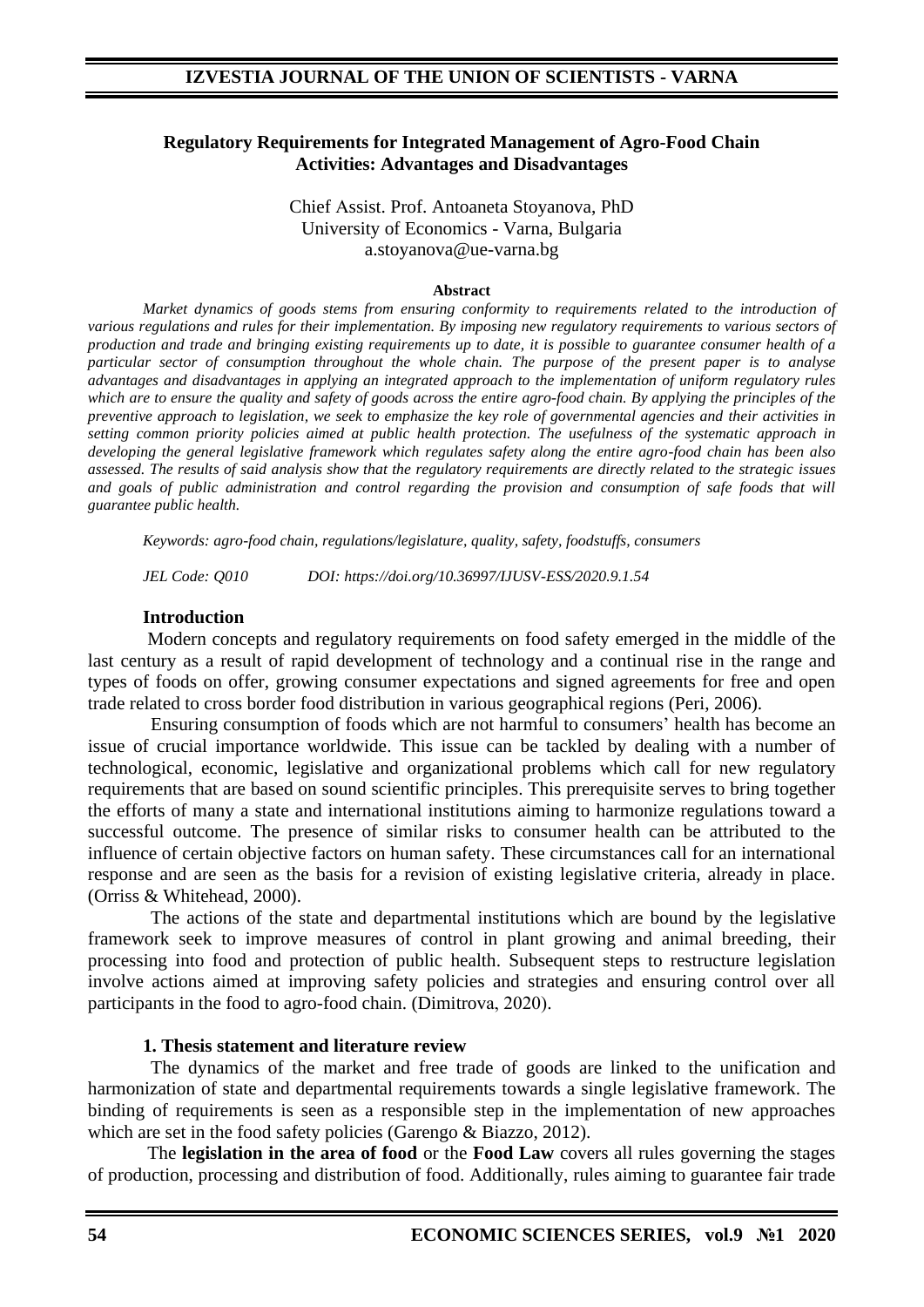**Regulatory Requirements for Integrated Management of Agro-Food Chain Activities: Advantages and Disadvantages**

Chief Assist. Prof. Antoaneta Stoyanova, PhD
University of Economics - Varna, Bulgaria
a.stoyanova@ue-varna.bg

**Abstract**

*Market dynamics of goods stems from ensuring conformity to requirements related to the introduction of various regulations and rules for their implementation. By imposing new regulatory requirements to various sectors of production and trade and bringing existing requirements up to date, it is possible to guarantee consumer health of a particular sector of consumption throughout the whole chain. The purpose of the present paper is to analyse advantages and disadvantages in applying an integrated approach to the implementation of uniform regulatory rules which are to ensure the quality and safety of goods across the entire agro-food chain. By applying the principles of the preventive approach to legislation, we seek to emphasize the key role of governmental agencies and their activities in setting common priority policies aimed at public health protection. The usefulness of the systematic approach in developing the general legislative framework which regulates safety along the entire agro-food chain has been also assessed. The results of said analysis show that the regulatory requirements are directly related to the strategic issues and goals of public administration and control regarding the provision and consumption of safe foods that will guarantee public health.*

*Keywords: agro-food chain, regulations/legislature, quality, safety, foodstuffs, consumers*

*JEL Code: Q010 DOI: https://doi.org/10.36997/IJUSV-ESS/2020.9.1.54*

## Introduction

Modern concepts and regulatory requirements on food safety emerged in the middle of the last century as a result of rapid development of technology and a continual rise in the range and types of foods on offer, growing consumer expectations and signed agreements for free and open trade related to cross border food distribution in various geographical regions (Peri, 2006).

Ensuring consumption of foods which are not harmful to consumers' health has become an issue of crucial importance worldwide. This issue can be tackled by dealing with a number of technological, economic, legislative and organizational problems which call for new regulatory requirements that are based on sound scientific principles. This prerequisite serves to bring together the efforts of many a state and international institutions aiming to harmonize regulations toward a successful outcome. The presence of similar risks to consumer health can be attributed to the influence of certain objective factors on human safety. These circumstances call for an international response and are seen as the basis for a revision of existing legislative criteria, already in place. (Orriss & Whitehead, 2000).

The actions of the state and departmental institutions which are bound by the legislative framework seek to improve measures of control in plant growing and animal breeding, their processing into food and protection of public health. Subsequent steps to restructure legislation involve actions aimed at improving safety policies and strategies and ensuring control over all participants in the food to agro-food chain. (Dimitrova, 2020).

## 1. Thesis statement and literature review

The dynamics of the market and free trade of goods are linked to the unification and harmonization of state and departmental requirements towards a single legislative framework. The binding of requirements is seen as a responsible step in the implementation of new approaches which are set in the food safety policies (Garengo & Biazzo, 2012).

The **legislation in the area of food** or the **Food Law** covers all rules governing the stages of production, processing and distribution of food. Additionally, rules aiming to guarantee fair trade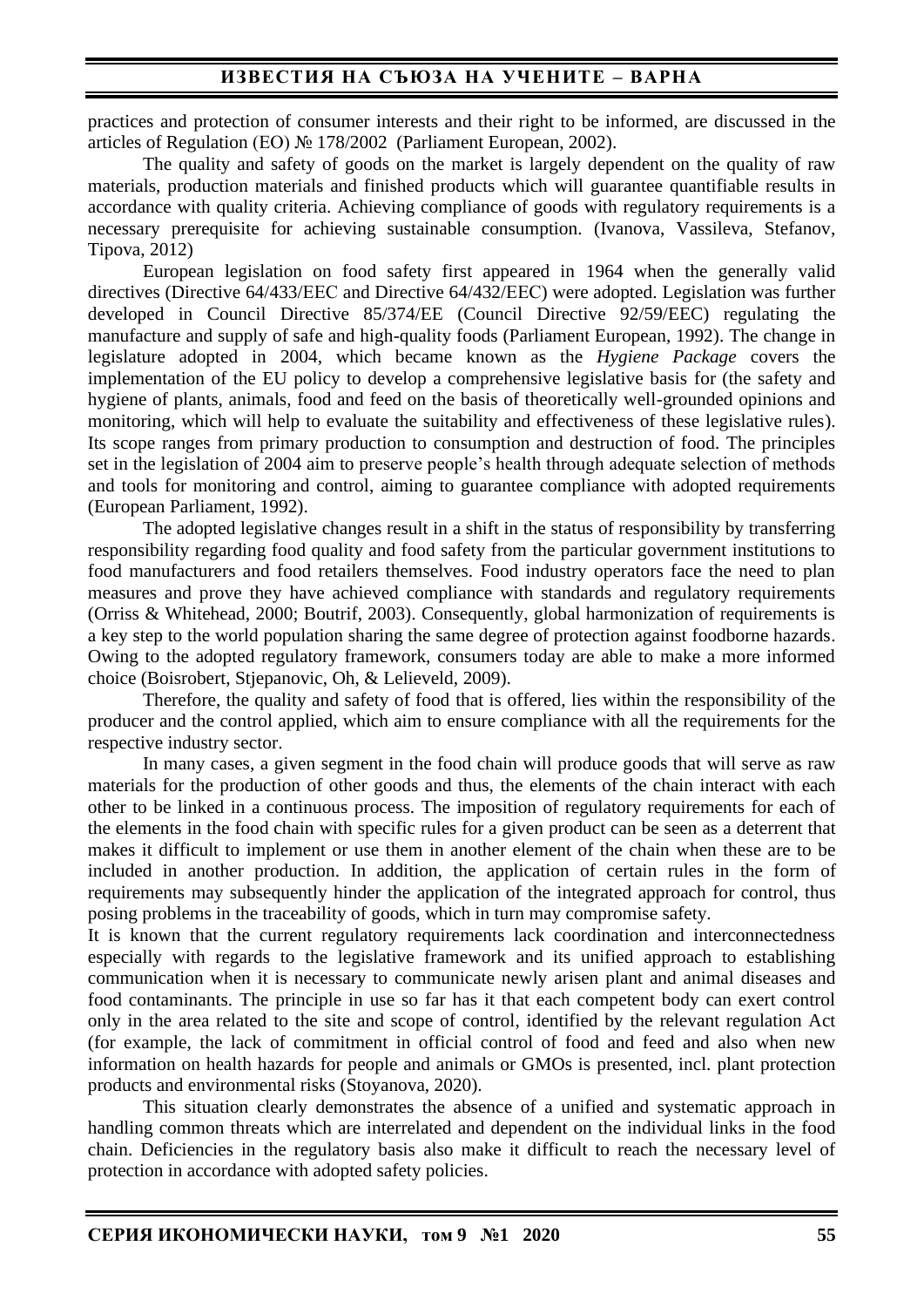practices and protection of consumer interests and their right to be informed, are discussed in the articles of Regulation (EO) № 178/2002 (Parliament European, 2002).

The quality and safety of goods on the market is largely dependent on the quality of raw materials, production materials and finished products which will guarantee quantifiable results in accordance with quality criteria. Achieving compliance of goods with regulatory requirements is a necessary prerequisite for achieving sustainable consumption. (Ivanova, Vassileva, Stefanov, Tipova, 2012)

European legislation on food safety first appeared in 1964 when the generally valid directives (Directive 64/433/EEC and Directive 64/432/EEC) were adopted. Legislation was further developed in Council Directive 85/374/EE (Council Directive 92/59/EEC) regulating the manufacture and supply of safe and high-quality foods (Parliament European, 1992). The change in legislature adopted in 2004, which became known as the *Hygiene Package* covers the implementation of the EU policy to develop a comprehensive legislative basis for (the safety and hygiene of plants, animals, food and feed on the basis of theoretically well-grounded opinions and monitoring, which will help to evaluate the suitability and effectiveness of these legislative rules). Its scope ranges from primary production to consumption and destruction of food. The principles set in the legislation of 2004 aim to preserve people's health through adequate selection of methods and tools for monitoring and control, aiming to guarantee compliance with adopted requirements (European Parliament, 1992).

The adopted legislative changes result in a shift in the status of responsibility by transferring responsibility regarding food quality and food safety from the particular government institutions to food manufacturers and food retailers themselves. Food industry operators face the need to plan measures and prove they have achieved compliance with standards and regulatory requirements (Orriss & Whitehead, 2000; Boutrif, 2003). Consequently, global harmonization of requirements is a key step to the world population sharing the same degree of protection against foodborne hazards. Owing to the adopted regulatory framework, consumers today are able to make a more informed choice (Boisrobert, Stjepanovic, Oh, & Lelieveld, 2009).

Therefore, the quality and safety of food that is offered, lies within the responsibility of the producer and the control applied, which aim to ensure compliance with all the requirements for the respective industry sector.

In many cases, a given segment in the food chain will produce goods that will serve as raw materials for the production of other goods and thus, the elements of the chain interact with each other to be linked in a continuous process. The imposition of regulatory requirements for each of the elements in the food chain with specific rules for a given product can be seen as a deterrent that makes it difficult to implement or use them in another element of the chain when these are to be included in another production. In addition, the application of certain rules in the form of requirements may subsequently hinder the application of the integrated approach for control, thus posing problems in the traceability of goods, which in turn may compromise safety.

It is known that the current regulatory requirements lack coordination and interconnectedness especially with regards to the legislative framework and its unified approach to establishing communication when it is necessary to communicate newly arisen plant and animal diseases and food contaminants. The principle in use so far has it that each competent body can exert control only in the area related to the site and scope of control, identified by the relevant regulation Act (for example, the lack of commitment in official control of food and feed and also when new information on health hazards for people and animals or GMOs is presented, incl. plant protection products and environmental risks (Stoyanova, 2020).

This situation clearly demonstrates the absence of a unified and systematic approach in handling common threats which are interrelated and dependent on the individual links in the food chain. Deficiencies in the regulatory basis also make it difficult to reach the necessary level of protection in accordance with adopted safety policies.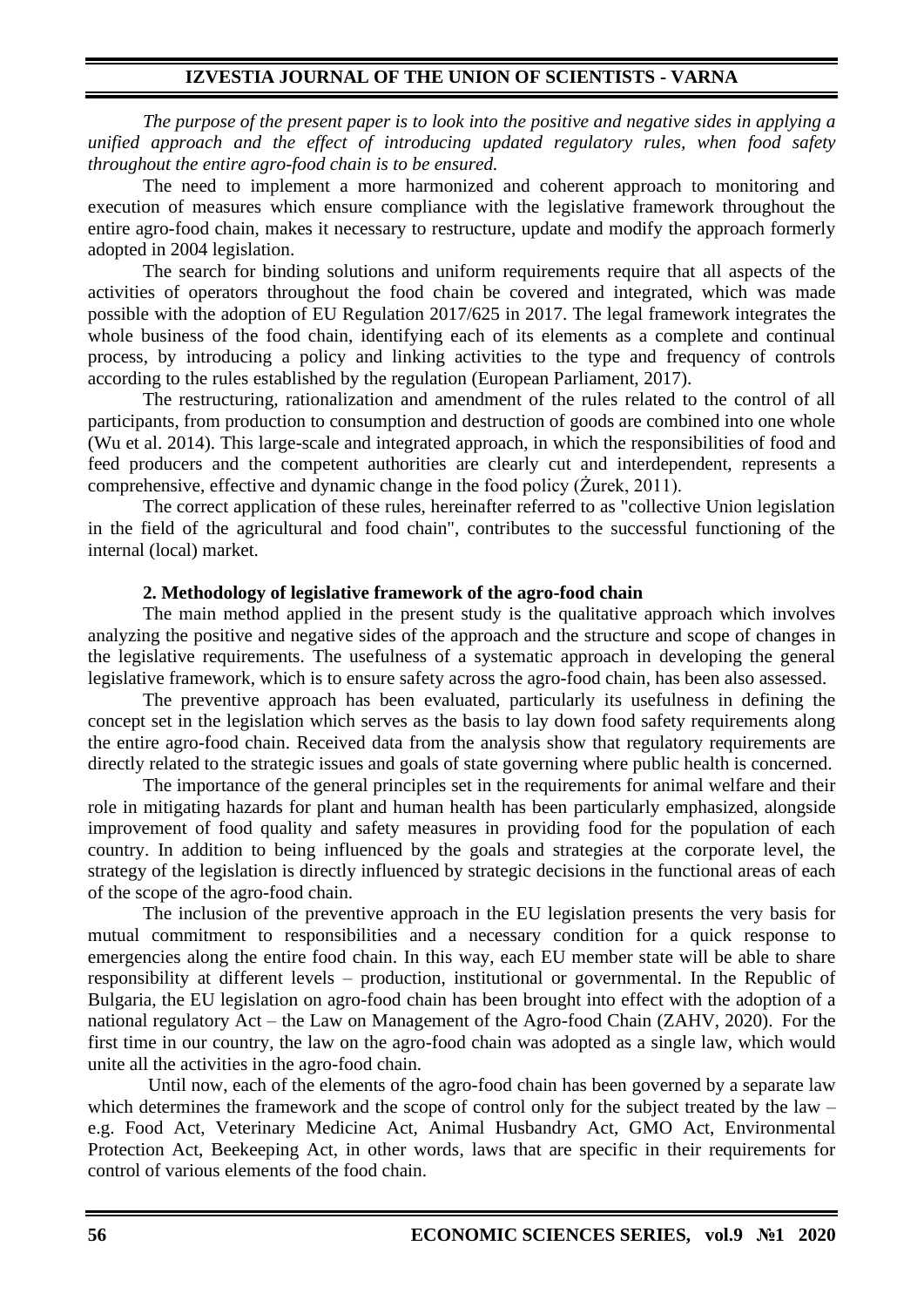*The purpose of the present paper is to look into the positive and negative sides in applying a unified approach and the effect of introducing updated regulatory rules, when food safety throughout the entire agro-food chain is to be ensured.*

The need to implement a more harmonized and coherent approach to monitoring and execution of measures which ensure compliance with the legislative framework throughout the entire agro-food chain, makes it necessary to restructure, update and modify the approach formerly adopted in 2004 legislation.

The search for binding solutions and uniform requirements require that all aspects of the activities of operators throughout the food chain be covered and integrated, which was made possible with the adoption of EU Regulation 2017/625 in 2017. The legal framework integrates the whole business of the food chain, identifying each of its elements as a complete and continual process, by introducing a policy and linking activities to the type and frequency of controls according to the rules established by the regulation (European Parliament, 2017).

The restructuring, rationalization and amendment of the rules related to the control of all participants, from production to consumption and destruction of goods are combined into one whole (Wu et al. 2014). This large-scale and integrated approach, in which the responsibilities of food and feed producers and the competent authorities are clearly cut and interdependent, represents a comprehensive, effective and dynamic change in the food policy (Żurek, 2011).

The correct application of these rules, hereinafter referred to as "collective Union legislation in the field of the agricultural and food chain", contributes to the successful functioning of the internal (local) market.

## 2. Methodology of legislative framework of the agro-food chain

The main method applied in the present study is the qualitative approach which involves analyzing the positive and negative sides of the approach and the structure and scope of changes in the legislative requirements. The usefulness of a systematic approach in developing the general legislative framework, which is to ensure safety across the agro-food chain, has been also assessed.

The preventive approach has been evaluated, particularly its usefulness in defining the concept set in the legislation which serves as the basis to lay down food safety requirements along the entire agro-food chain. Received data from the analysis show that regulatory requirements are directly related to the strategic issues and goals of state governing where public health is concerned.

The importance of the general principles set in the requirements for animal welfare and their role in mitigating hazards for plant and human health has been particularly emphasized, alongside improvement of food quality and safety measures in providing food for the population of each country. In addition to being influenced by the goals and strategies at the corporate level, the strategy of the legislation is directly influenced by strategic decisions in the functional areas of each of the scope of the agro-food chain.

The inclusion of the preventive approach in the EU legislation presents the very basis for mutual commitment to responsibilities and a necessary condition for a quick response to emergencies along the entire food chain. In this way, each EU member state will be able to share responsibility at different levels – production, institutional or governmental. In the Republic of Bulgaria, the EU legislation on agro-food chain has been brought into effect with the adoption of a national regulatory Act – the Law on Management of the Agro-food Chain (ZAHV, 2020). For the first time in our country, the law on the agro-food chain was adopted as a single law, which would unite all the activities in the agro-food chain.

Until now, each of the elements of the agro-food chain has been governed by a separate law which determines the framework and the scope of control only for the subject treated by the law – e.g. Food Act, Veterinary Medicine Act, Animal Husbandry Act, GMO Act, Environmental Protection Act, Beekeeping Act, in other words, laws that are specific in their requirements for control of various elements of the food chain.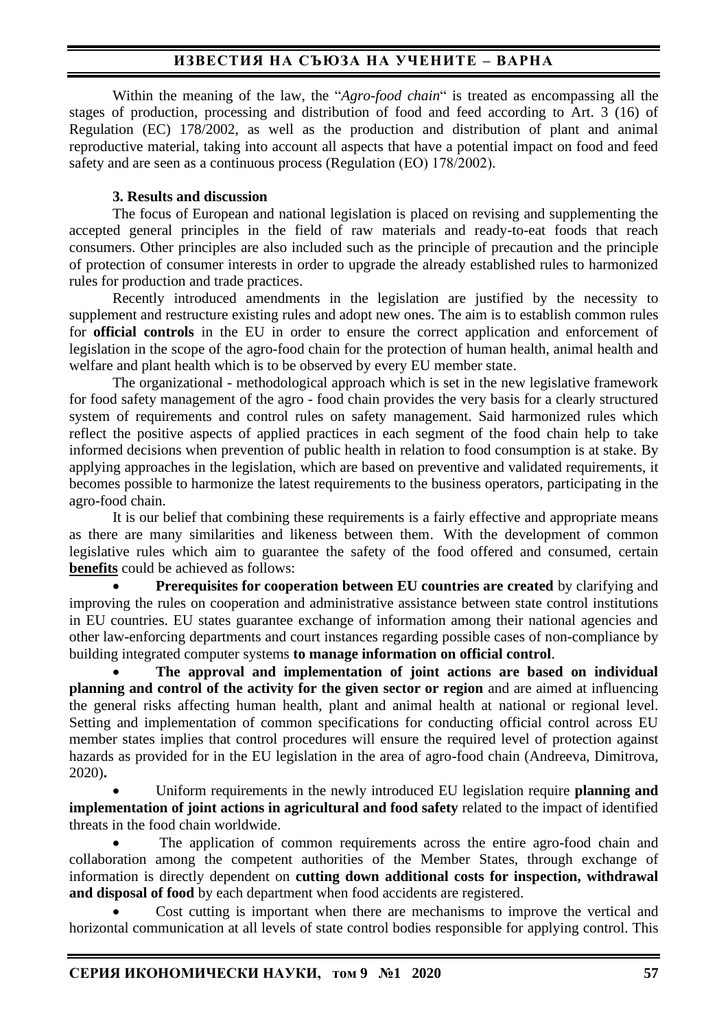Within the meaning of the law, the "*Agro-food chain*" is treated as encompassing all the stages of production, processing and distribution of food and feed according to Art. 3 (16) of Regulation (EC) 178/2002, as well as the production and distribution of plant and animal reproductive material, taking into account all aspects that have a potential impact on food and feed safety and are seen as a continuous process (Regulation (EO) 178/2002).

### 3. Results and discussion

The focus of European and national legislation is placed on revising and supplementing the accepted general principles in the field of raw materials and ready-to-eat foods that reach consumers. Other principles are also included such as the principle of precaution and the principle of protection of consumer interests in order to upgrade the already established rules to harmonized rules for production and trade practices.

Recently introduced amendments in the legislation are justified by the necessity to supplement and restructure existing rules and adopt new ones. The aim is to establish common rules for **official controls** in the EU in order to ensure the correct application and enforcement of legislation in the scope of the agro-food chain for the protection of human health, animal health and welfare and plant health which is to be observed by every EU member state.

The organizational - methodological approach which is set in the new legislative framework for food safety management of the agro - food chain provides the very basis for a clearly structured system of requirements and control rules on safety management. Said harmonized rules which reflect the positive aspects of applied practices in each segment of the food chain help to take informed decisions when prevention of public health in relation to food consumption is at stake. By applying approaches in the legislation, which are based on preventive and validated requirements, it becomes possible to harmonize the latest requirements to the business operators, participating in the agro-food chain.

It is our belief that combining these requirements is a fairly effective and appropriate means as there are many similarities and likeness between them. With the development of common legislative rules which aim to guarantee the safety of the food offered and consumed, certain **benefits** could be achieved as follows:

- **Prerequisites for cooperation between EU countries are created** by clarifying and improving the rules on cooperation and administrative assistance between state control institutions in EU countries. EU states guarantee exchange of information among their national agencies and other law-enforcing departments and court instances regarding possible cases of non-compliance by building integrated computer systems **to manage information on official control**.
- **The approval and implementation of joint actions are based on individual planning and control of the activity for the given sector or region** and are aimed at influencing the general risks affecting human health, plant and animal health at national or regional level. Setting and implementation of common specifications for conducting official control across EU member states implies that control procedures will ensure the required level of protection against hazards as provided for in the EU legislation in the area of agro-food chain (Andreeva, Dimitrova, 2020).
- Uniform requirements in the newly introduced EU legislation require **planning and implementation of joint actions in agricultural and food safety** related to the impact of identified threats in the food chain worldwide.
- The application of common requirements across the entire agro-food chain and collaboration among the competent authorities of the Member States, through exchange of information is directly dependent on **cutting down additional costs for inspection, withdrawal and disposal of food** by each department when food accidents are registered.
- Cost cutting is important when there are mechanisms to improve the vertical and horizontal communication at all levels of state control bodies responsible for applying control. This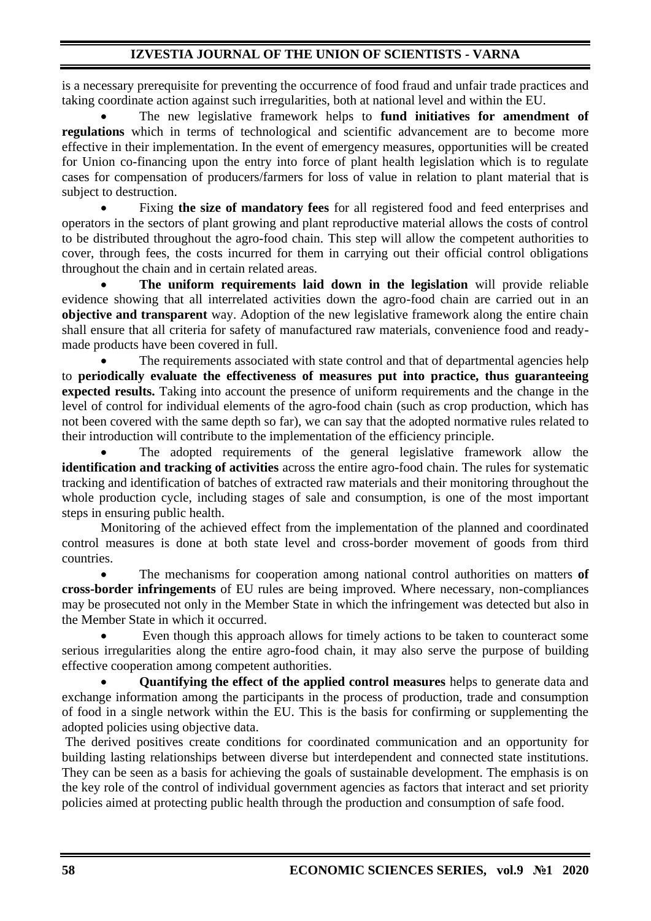is a necessary prerequisite for preventing the occurrence of food fraud and unfair trade practices and taking coordinate action against such irregularities, both at national level and within the EU.

- The new legislative framework helps to **fund initiatives for amendment of regulations** which in terms of technological and scientific advancement are to become more effective in their implementation. In the event of emergency measures, opportunities will be created for Union co-financing upon the entry into force of plant health legislation which is to regulate cases for compensation of producers/farmers for loss of value in relation to plant material that is subject to destruction.
- Fixing **the size of mandatory fees** for all registered food and feed enterprises and operators in the sectors of plant growing and plant reproductive material allows the costs of control to be distributed throughout the agro-food chain. This step will allow the competent authorities to cover, through fees, the costs incurred for them in carrying out their official control obligations throughout the chain and in certain related areas.
- **The uniform requirements laid down in the legislation** will provide reliable evidence showing that all interrelated activities down the agro-food chain are carried out in an **objective and transparent** way. Adoption of the new legislative framework along the entire chain shall ensure that all criteria for safety of manufactured raw materials, convenience food and ready-made products have been covered in full.
- The requirements associated with state control and that of departmental agencies help to **periodically evaluate the effectiveness of measures put into practice, thus guaranteeing expected results.** Taking into account the presence of uniform requirements and the change in the level of control for individual elements of the agro-food chain (such as crop production, which has not been covered with the same depth so far), we can say that the adopted normative rules related to their introduction will contribute to the implementation of the efficiency principle.
- The adopted requirements of the general legislative framework allow the **identification and tracking of activities** across the entire agro-food chain. The rules for systematic tracking and identification of batches of extracted raw materials and their monitoring throughout the whole production cycle, including stages of sale and consumption, is one of the most important steps in ensuring public health.

Monitoring of the achieved effect from the implementation of the planned and coordinated control measures is done at both state level and cross-border movement of goods from third countries.

- The mechanisms for cooperation among national control authorities on matters **of cross-border infringements** of EU rules are being improved. Where necessary, non-compliances may be prosecuted not only in the Member State in which the infringement was detected but also in the Member State in which it occurred.
- Even though this approach allows for timely actions to be taken to counteract some serious irregularities along the entire agro-food chain, it may also serve the purpose of building effective cooperation among competent authorities.
- **Quantifying the effect of the applied control measures** helps to generate data and exchange information among the participants in the process of production, trade and consumption of food in a single network within the EU. This is the basis for confirming or supplementing the adopted policies using objective data.

The derived positives create conditions for coordinated communication and an opportunity for building lasting relationships between diverse but interdependent and connected state institutions. They can be seen as a basis for achieving the goals of sustainable development. The emphasis is on the key role of the control of individual government agencies as factors that interact and set priority policies aimed at protecting public health through the production and consumption of safe food.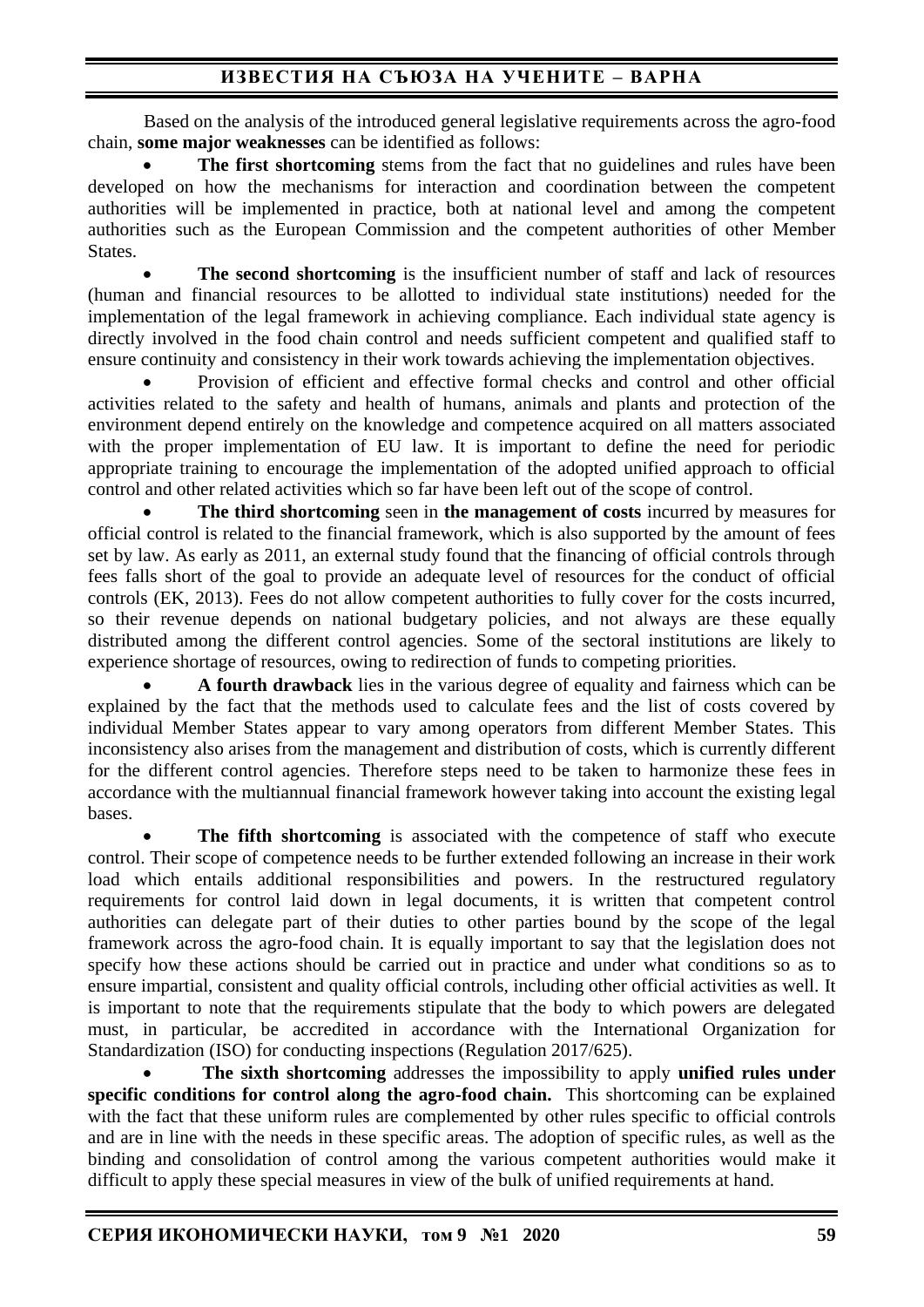Based on the analysis of the introduced general legislative requirements across the agro-food chain, **some major weaknesses** can be identified as follows:

- **The first shortcoming** stems from the fact that no guidelines and rules have been developed on how the mechanisms for interaction and coordination between the competent authorities will be implemented in practice, both at national level and among the competent authorities such as the European Commission and the competent authorities of other Member States.
- **The second shortcoming** is the insufficient number of staff and lack of resources (human and financial resources to be allotted to individual state institutions) needed for the implementation of the legal framework in achieving compliance. Each individual state agency is directly involved in the food chain control and needs sufficient competent and qualified staff to ensure continuity and consistency in their work towards achieving the implementation objectives.
- Provision of efficient and effective formal checks and control and other official activities related to the safety and health of humans, animals and plants and protection of the environment depend entirely on the knowledge and competence acquired on all matters associated with the proper implementation of EU law. It is important to define the need for periodic appropriate training to encourage the implementation of the adopted unified approach to official control and other related activities which so far have been left out of the scope of control.
- **The third shortcoming** seen in **the management of costs** incurred by measures for official control is related to the financial framework, which is also supported by the amount of fees set by law. As early as 2011, an external study found that the financing of official controls through fees falls short of the goal to provide an adequate level of resources for the conduct of official controls (EK, 2013). Fees do not allow competent authorities to fully cover for the costs incurred, so their revenue depends on national budgetary policies, and not always are these equally distributed among the different control agencies. Some of the sectoral institutions are likely to experience shortage of resources, owing to redirection of funds to competing priorities.
- **A fourth drawback** lies in the various degree of equality and fairness which can be explained by the fact that the methods used to calculate fees and the list of costs covered by individual Member States appear to vary among operators from different Member States. This inconsistency also arises from the management and distribution of costs, which is currently different for the different control agencies. Therefore steps need to be taken to harmonize these fees in accordance with the multiannual financial framework however taking into account the existing legal bases.
- **The fifth shortcoming** is associated with the competence of staff who execute control. Their scope of competence needs to be further extended following an increase in their work load which entails additional responsibilities and powers. In the restructured regulatory requirements for control laid down in legal documents, it is written that competent control authorities can delegate part of their duties to other parties bound by the scope of the legal framework across the agro-food chain. It is equally important to say that the legislation does not specify how these actions should be carried out in practice and under what conditions so as to ensure impartial, consistent and quality official controls, including other official activities as well. It is important to note that the requirements stipulate that the body to which powers are delegated must, in particular, be accredited in accordance with the International Organization for Standardization (ISO) for conducting inspections (Regulation 2017/625).
- **The sixth shortcoming** addresses the impossibility to apply **unified rules under specific conditions for control along the agro-food chain.** This shortcoming can be explained with the fact that these uniform rules are complemented by other rules specific to official controls and are in line with the needs in these specific areas. The adoption of specific rules, as well as the binding and consolidation of control among the various competent authorities would make it difficult to apply these special measures in view of the bulk of unified requirements at hand.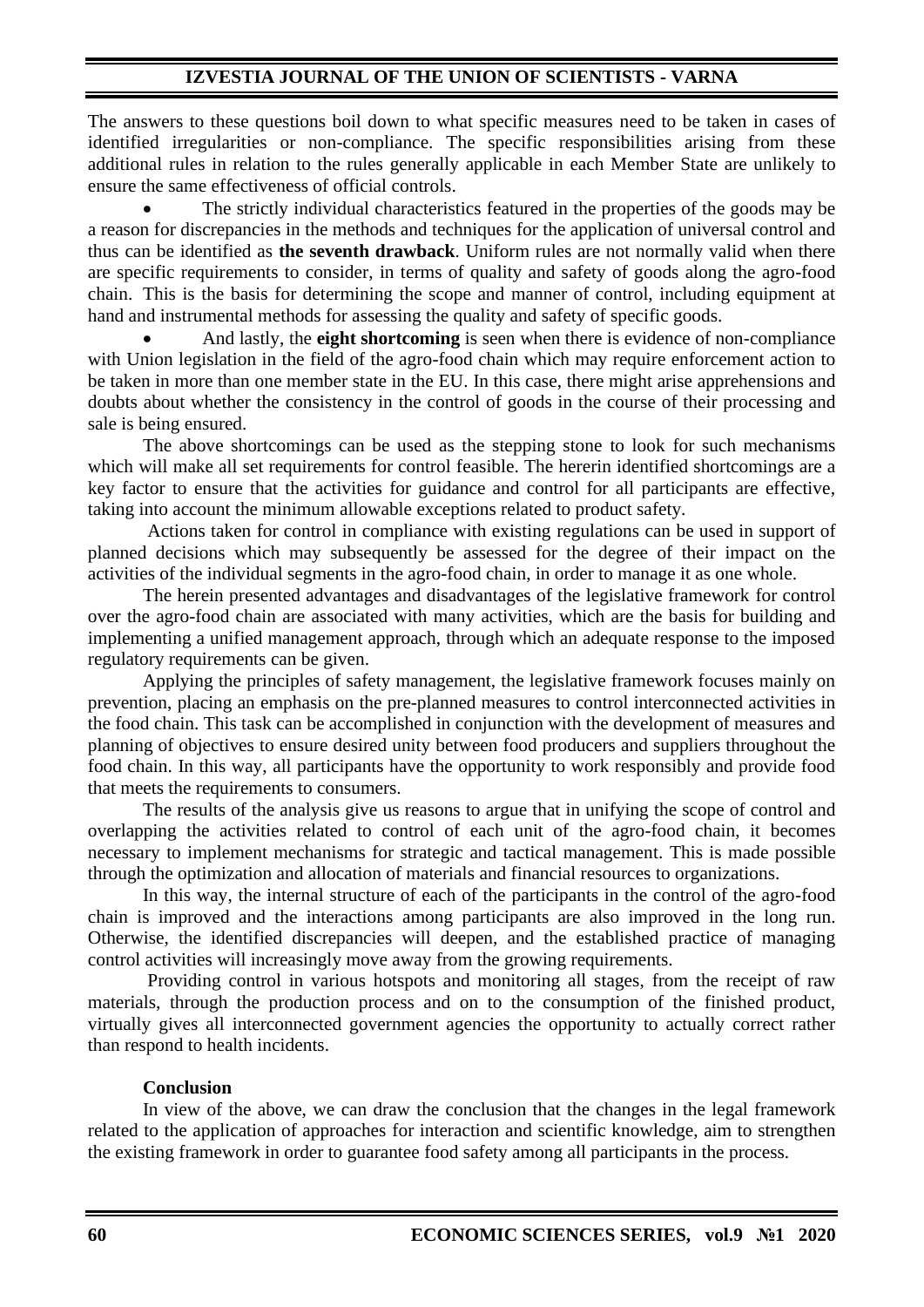The answers to these questions boil down to what specific measures need to be taken in cases of identified irregularities or non-compliance. The specific responsibilities arising from these additional rules in relation to the rules generally applicable in each Member State are unlikely to ensure the same effectiveness of official controls.

- The strictly individual characteristics featured in the properties of the goods may be a reason for discrepancies in the methods and techniques for the application of universal control and thus can be identified as **the seventh drawback**. Uniform rules are not normally valid when there are specific requirements to consider, in terms of quality and safety of goods along the agro-food chain. This is the basis for determining the scope and manner of control, including equipment at hand and instrumental methods for assessing the quality and safety of specific goods.
- And lastly, the **eight shortcoming** is seen when there is evidence of non-compliance with Union legislation in the field of the agro-food chain which may require enforcement action to be taken in more than one member state in the EU. In this case, there might arise apprehensions and doubts about whether the consistency in the control of goods in the course of their processing and sale is being ensured.

The above shortcomings can be used as the stepping stone to look for such mechanisms which will make all set requirements for control feasible. The hererin identified shortcomings are a key factor to ensure that the activities for guidance and control for all participants are effective, taking into account the minimum allowable exceptions related to product safety.

Actions taken for control in compliance with existing regulations can be used in support of planned decisions which may subsequently be assessed for the degree of their impact on the activities of the individual segments in the agro-food chain, in order to manage it as one whole.

The herein presented advantages and disadvantages of the legislative framework for control over the agro-food chain are associated with many activities, which are the basis for building and implementing a unified management approach, through which an adequate response to the imposed regulatory requirements can be given.

Applying the principles of safety management, the legislative framework focuses mainly on prevention, placing an emphasis on the pre-planned measures to control interconnected activities in the food chain. This task can be accomplished in conjunction with the development of measures and planning of objectives to ensure desired unity between food producers and suppliers throughout the food chain. In this way, all participants have the opportunity to work responsibly and provide food that meets the requirements to consumers.

The results of the analysis give us reasons to argue that in unifying the scope of control and overlapping the activities related to control of each unit of the agro-food chain, it becomes necessary to implement mechanisms for strategic and tactical management. This is made possible through the optimization and allocation of materials and financial resources to organizations.

In this way, the internal structure of each of the participants in the control of the agro-food chain is improved and the interactions among participants are also improved in the long run. Otherwise, the identified discrepancies will deepen, and the established practice of managing control activities will increasingly move away from the growing requirements.

Providing control in various hotspots and monitoring all stages, from the receipt of raw materials, through the production process and on to the consumption of the finished product, virtually gives all interconnected government agencies the opportunity to actually correct rather than respond to health incidents.

## Conclusion

In view of the above, we can draw the conclusion that the changes in the legal framework related to the application of approaches for interaction and scientific knowledge, aim to strengthen the existing framework in order to guarantee food safety among all participants in the process.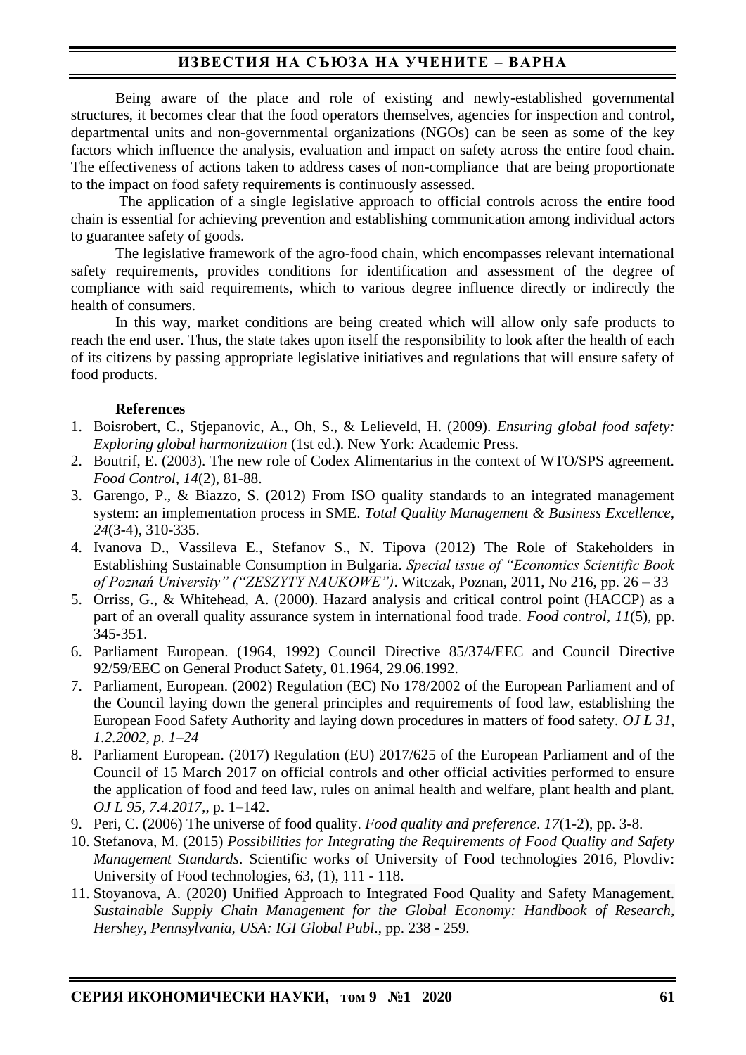Being aware of the place and role of existing and newly-established governmental structures, it becomes clear that the food operators themselves, agencies for inspection and control, departmental units and non-governmental organizations (NGOs) can be seen as some of the key factors which influence the analysis, evaluation and impact on safety across the entire food chain. The effectiveness of actions taken to address cases of non-compliance that are being proportionate to the impact on food safety requirements is continuously assessed.

The application of a single legislative approach to official controls across the entire food chain is essential for achieving prevention and establishing communication among individual actors to guarantee safety of goods.

The legislative framework of the agro-food chain, which encompasses relevant international safety requirements, provides conditions for identification and assessment of the degree of compliance with said requirements, which to various degree influence directly or indirectly the health of consumers.

In this way, market conditions are being created which will allow only safe products to reach the end user. Thus, the state takes upon itself the responsibility to look after the health of each of its citizens by passing appropriate legislative initiatives and regulations that will ensure safety of food products.

**References**

1. Boisrobert, C., Stjepanovic, A., Oh, S., & Lelieveld, H. (2009). *Ensuring global food safety: Exploring global harmonization* (1st ed.). New York: Academic Press.
2. Boutrif, E. (2003). The new role of Codex Alimentarius in the context of WTO/SPS agreement. *Food Control, 14*(2), 81-88.
3. Garengo, P., & Biazzo, S. (2012) From ISO quality standards to an integrated management system: an implementation process in SME. *Total Quality Management & Business Excellence, 24*(3-4), 310-335.
4. Ivanova D., Vassileva E., Stefanov S., N. Tipova (2012) The Role of Stakeholders in Establishing Sustainable Consumption in Bulgaria. *Special issue of "Economics Scientific Book of Poznań University" ("ZESZYTY NAUKOWE")*. Witczak, Poznan, 2011, No 216, pp. 26 – 33
5. Orriss, G., & Whitehead, A. (2000). Hazard analysis and critical control point (HACCP) as a part of an overall quality assurance system in international food trade. *Food control, 11*(5), pp. 345-351.
6. Parliament European. (1964, 1992) Council Directive 85/374/EEC and Council Directive 92/59/EEC on General Product Safety, 01.1964, 29.06.1992.
7. Parliament, European. (2002) Regulation (EC) No 178/2002 of the European Parliament and of the Council laying down the general principles and requirements of food law, establishing the European Food Safety Authority and laying down procedures in matters of food safety. *OJ L 31, 1.2.2002, p. 1–24*
8. Parliament European. (2017) Regulation (EU) 2017/625 of the European Parliament and of the Council of 15 March 2017 on official controls and other official activities performed to ensure the application of food and feed law, rules on animal health and welfare, plant health and plant. *OJ L 95, 7.4.2017,*, p. 1–142.
9. Peri, C. (2006) The universe of food quality. *Food quality and preference*. *17*(1-2), pp. 3-8.
10. Stefanova, M. (2015) *Possibilities for Integrating the Requirements of Food Quality and Safety Management Standards*. Scientific works of University of Food technologies 2016, Plovdiv: University of Food technologies, 63, (1), 111 - 118.
11. Stoyanova, A. (2020) Unified Approach to Integrated Food Quality and Safety Management. *Sustainable Supply Chain Management for the Global Economy: Handbook of Research, Hershey, Pennsylvania, USA: IGI Global Publ.*, pp. 238 - 259.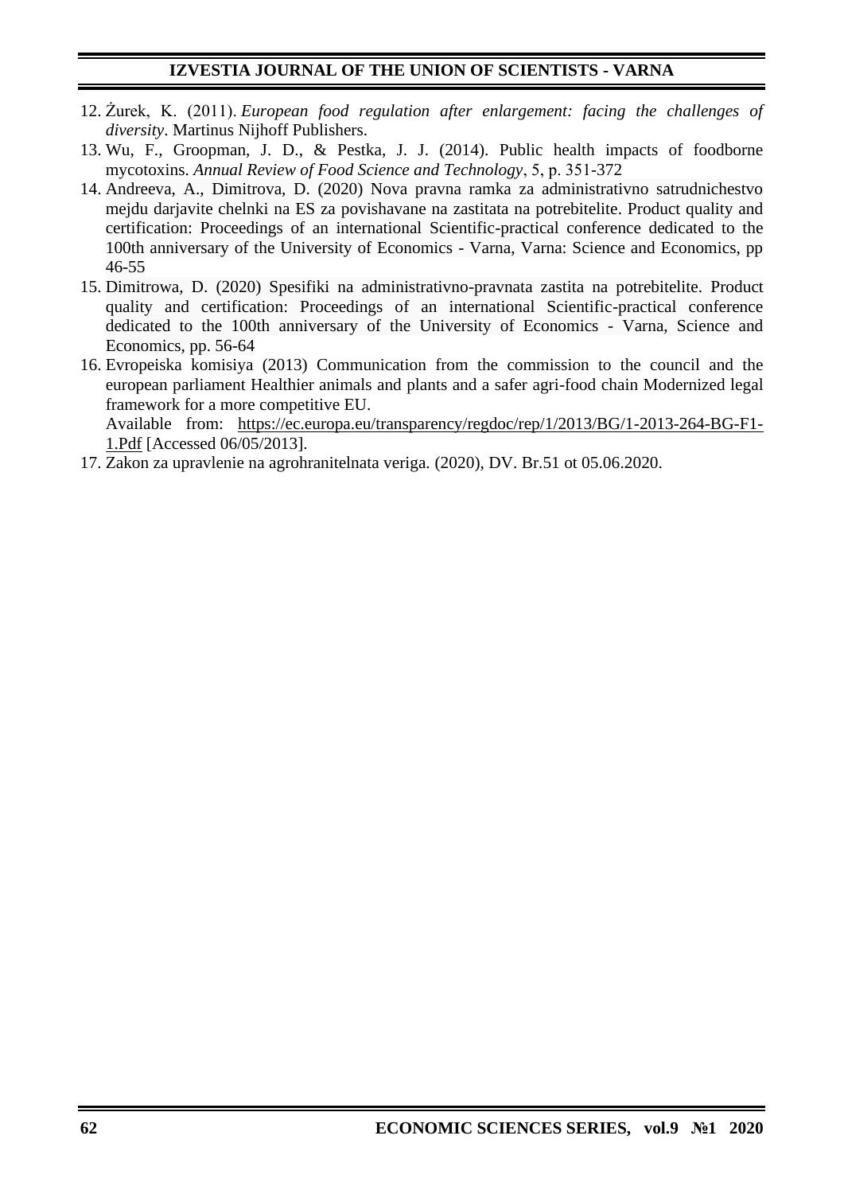12. Żurek, K. (2011). *European food regulation after enlargement: facing the challenges of diversity*. Martinus Nijhoff Publishers.
13. Wu, F., Groopman, J. D., & Pestka, J. J. (2014). Public health impacts of foodborne mycotoxins. *Annual Review of Food Science and Technology*, 5, p. 351-372
14. Andreeva, A., Dimitrova, D. (2020) Nova pravna ramka za administrativno satrudnichestvo mejdu darjavite chelnki na ES za povishavane na zastitata na potrebitelite. Product quality and certification: Proceedings of an international Scientific-practical conference dedicated to the 100th anniversary of the University of Economics - Varna, Varna: Science and Economics, pp 46-55
15. Dimitrowa, D. (2020) Spesifiki na administrativno-pravnata zastita na potrebitelite. Product quality and certification: Proceedings of an international Scientific-practical conference dedicated to the 100th anniversary of the University of Economics - Varna, Science and Economics, pp. 56-64
16. Evropeiska komisiya (2013) Communication from the commission to the council and the european parliament Healthier animals and plants and a safer agri-food chain Modernized legal framework for a more competitive EU.
    Available from: https://ec.europa.eu/transparency/regdoc/rep/1/2013/BG/1-2013-264-BG-F1-1.Pdf [Accessed 06/05/2013].
17. Zakon za upravlenie na agrohranitelnata veriga. (2020), DV. Br.51 ot 05.06.2020.